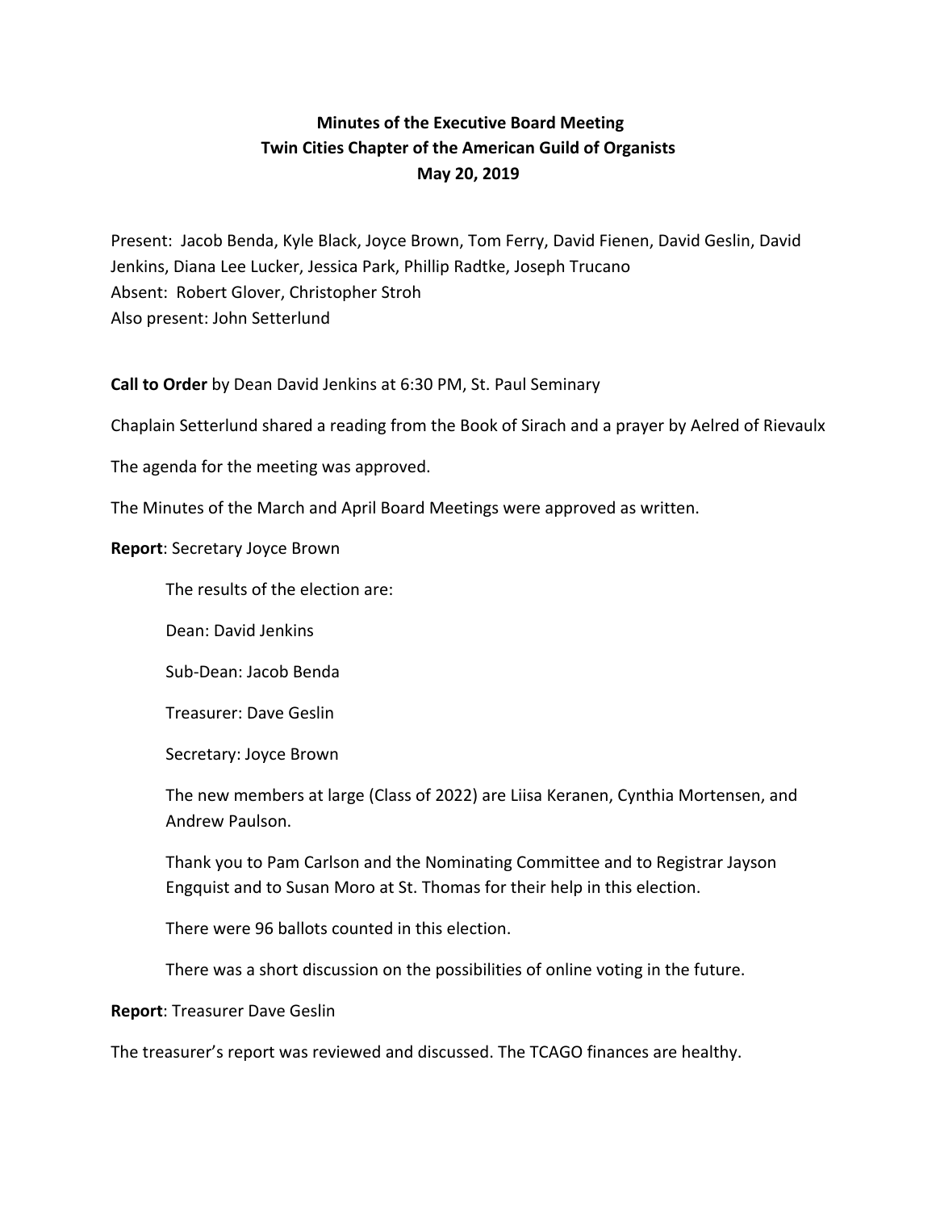**Minutes of the Executive Board Meeting**
**Twin Cities Chapter of the American Guild of Organists**
**May 20, 2019**

Present: Jacob Benda, Kyle Black, Joyce Brown, Tom Ferry, David Fienen, David Geslin, David Jenkins, Diana Lee Lucker, Jessica Park, Phillip Radtke, Joseph Trucano
Absent: Robert Glover, Christopher Stroh
Also present: John Setterlund

**Call to Order** by Dean David Jenkins at 6:30 PM, St. Paul Seminary

Chaplain Setterlund shared a reading from the Book of Sirach and a prayer by Aelred of Rievaulx

The agenda for the meeting was approved.

The Minutes of the March and April Board Meetings were approved as written.

**Report**: Secretary Joyce Brown

> The results of the election are:
>
> Dean: David Jenkins
>
> Sub-Dean: Jacob Benda
>
> Treasurer: Dave Geslin
>
> Secretary: Joyce Brown
>
> The new members at large (Class of 2022) are Liisa Keranen, Cynthia Mortensen, and Andrew Paulson.
>
> Thank you to Pam Carlson and the Nominating Committee and to Registrar Jayson Engquist and to Susan Moro at St. Thomas for their help in this election.
>
> There were 96 ballots counted in this election.
>
> There was a short discussion on the possibilities of online voting in the future.

**Report**: Treasurer Dave Geslin

The treasurer's report was reviewed and discussed. The TCAGO finances are healthy.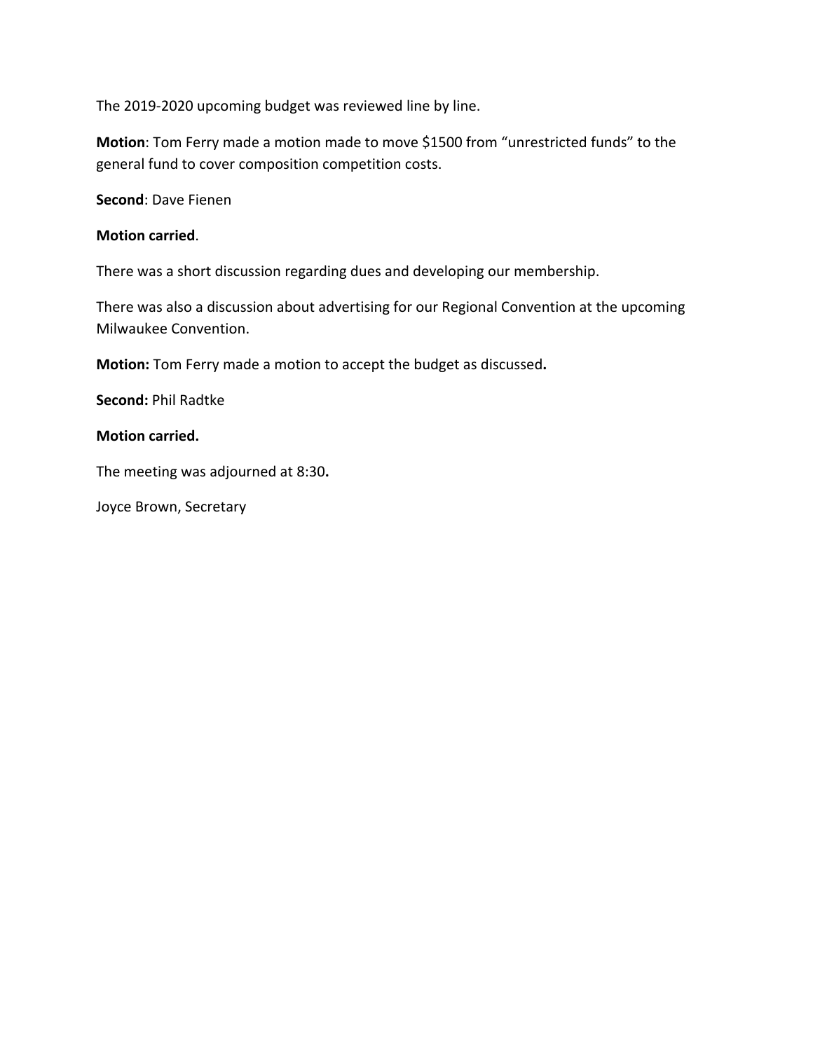The 2019-2020 upcoming budget was reviewed line by line.

**Motion**: Tom Ferry made a motion made to move $1500 from "unrestricted funds" to the general fund to cover composition competition costs.

**Second**: Dave Fienen

**Motion carried**.

There was a short discussion regarding dues and developing our membership.

There was also a discussion about advertising for our Regional Convention at the upcoming Milwaukee Convention.

**Motion:** Tom Ferry made a motion to accept the budget as discussed**.**

**Second:** Phil Radtke

**Motion carried.**

The meeting was adjourned at 8:30**.**

Joyce Brown, Secretary